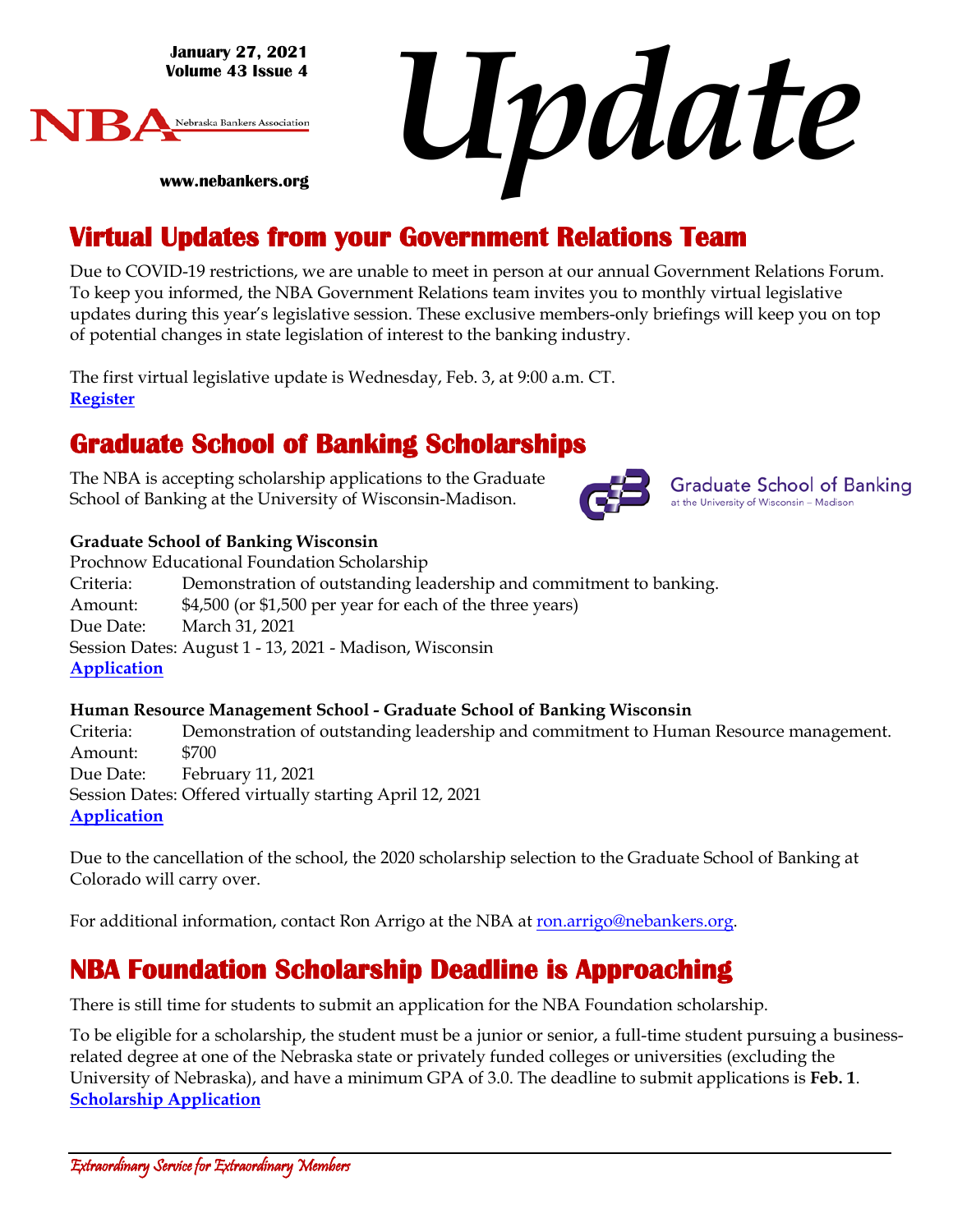**January 27, 2021**
**Volume 43 Issue 4**

NBA Nebraska Bankers Association

**www.nebankers.org**

# *Update*

## Virtual Updates from your Government Relations Team

Due to COVID-19 restrictions, we are unable to meet in person at our annual Government Relations Forum. To keep you informed, the NBA Government Relations team invites you to monthly virtual legislative updates during this year's legislative session. These exclusive members-only briefings will keep you on top of potential changes in state legislation of interest to the banking industry.

The first virtual legislative update is Wednesday, Feb. 3, at 9:00 a.m. CT.
**Register**

## Graduate School of Banking Scholarships

The NBA is accepting scholarship applications to the Graduate School of Banking at the University of Wisconsin-Madison.

Graduate School of Banking at the University of Wisconsin – Madison

**Graduate School of Banking Wisconsin**
Prochnow Educational Foundation Scholarship
Criteria: Demonstration of outstanding leadership and commitment to banking.
Amount: $4,500 (or $1,500 per year for each of the three years)
Due Date: March 31, 2021
Session Dates: August 1 - 13, 2021 - Madison, Wisconsin
**Application**

**Human Resource Management School - Graduate School of Banking Wisconsin**
Criteria: Demonstration of outstanding leadership and commitment to Human Resource management.
Amount: $700
Due Date: February 11, 2021
Session Dates: Offered virtually starting April 12, 2021
**Application**

Due to the cancellation of the school, the 2020 scholarship selection to the Graduate School of Banking at Colorado will carry over.

For additional information, contact Ron Arrigo at the NBA at ron.arrigo@nebankers.org.

## NBA Foundation Scholarship Deadline is Approaching

There is still time for students to submit an application for the NBA Foundation scholarship.

To be eligible for a scholarship, the student must be a junior or senior, a full-time student pursuing a business-related degree at one of the Nebraska state or privately funded colleges or universities (excluding the University of Nebraska), and have a minimum GPA of 3.0. The deadline to submit applications is **Feb. 1**.
**Scholarship Application**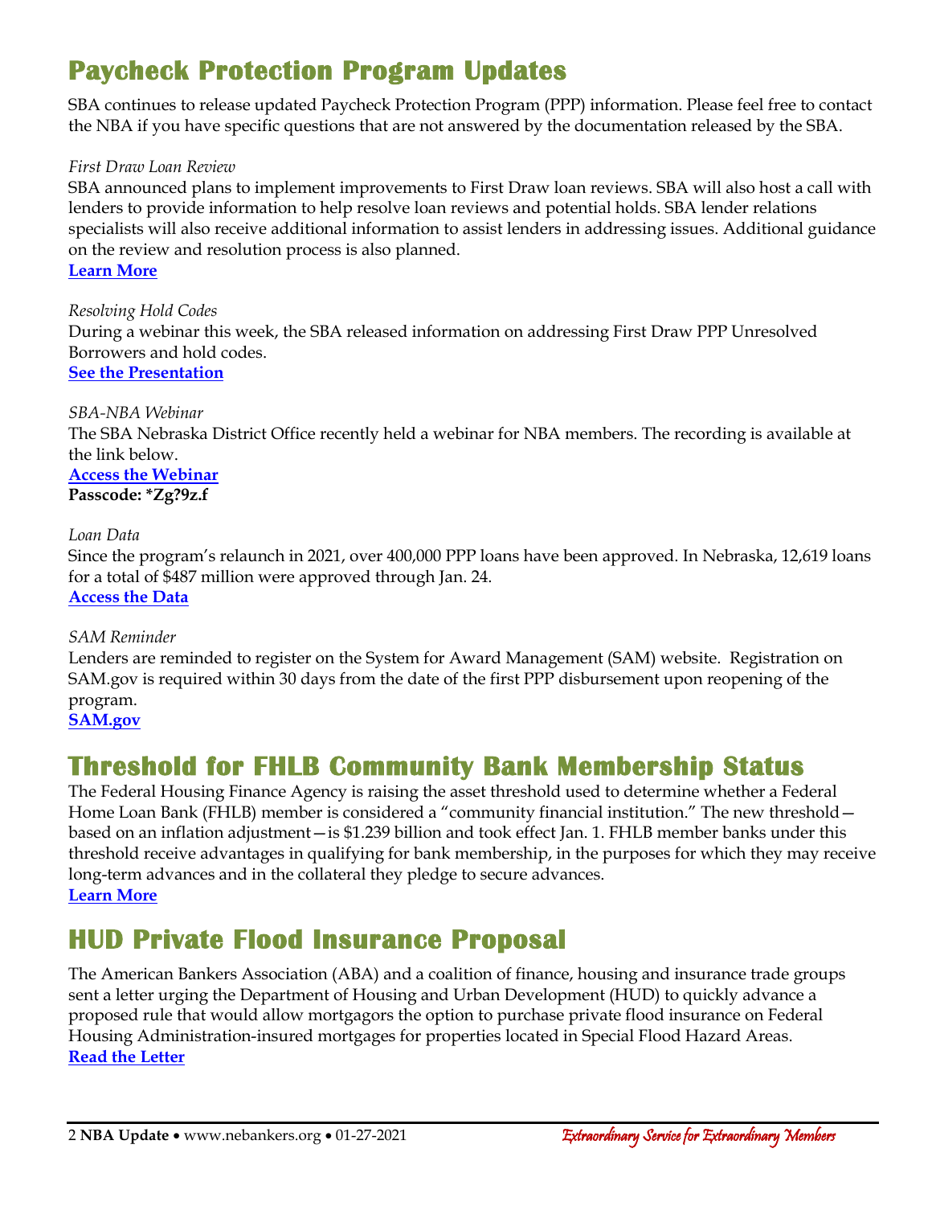# Paycheck Protection Program Updates

SBA continues to release updated Paycheck Protection Program (PPP) information. Please feel free to contact the NBA if you have specific questions that are not answered by the documentation released by the SBA.

*First Draw Loan Review*

SBA announced plans to implement improvements to First Draw loan reviews. SBA will also host a call with lenders to provide information to help resolve loan reviews and potential holds. SBA lender relations specialists will also receive additional information to assist lenders in addressing issues. Additional guidance on the review and resolution process is also planned.

**Learn More**

*Resolving Hold Codes*

During a webinar this week, the SBA released information on addressing First Draw PPP Unresolved Borrowers and hold codes.

**See the Presentation**

*SBA-NBA Webinar*

The SBA Nebraska District Office recently held a webinar for NBA members. The recording is available at the link below.

**Access the Webinar**

**Passcode: *Zg?9z.f**

*Loan Data*

Since the program's relaunch in 2021, over 400,000 PPP loans have been approved. In Nebraska, 12,619 loans for a total of $487 million were approved through Jan. 24.

**Access the Data**

*SAM Reminder*

Lenders are reminded to register on the System for Award Management (SAM) website. Registration on SAM.gov is required within 30 days from the date of the first PPP disbursement upon reopening of the program.

**SAM.gov**

# Threshold for FHLB Community Bank Membership Status

The Federal Housing Finance Agency is raising the asset threshold used to determine whether a Federal Home Loan Bank (FHLB) member is considered a "community financial institution." The new threshold—based on an inflation adjustment—is $1.239 billion and took effect Jan. 1. FHLB member banks under this threshold receive advantages in qualifying for bank membership, in the purposes for which they may receive long-term advances and in the collateral they pledge to secure advances.

**Learn More**

# HUD Private Flood Insurance Proposal

The American Bankers Association (ABA) and a coalition of finance, housing and insurance trade groups sent a letter urging the Department of Housing and Urban Development (HUD) to quickly advance a proposed rule that would allow mortgagors the option to purchase private flood insurance on Federal Housing Administration-insured mortgages for properties located in Special Flood Hazard Areas.

**Read the Letter**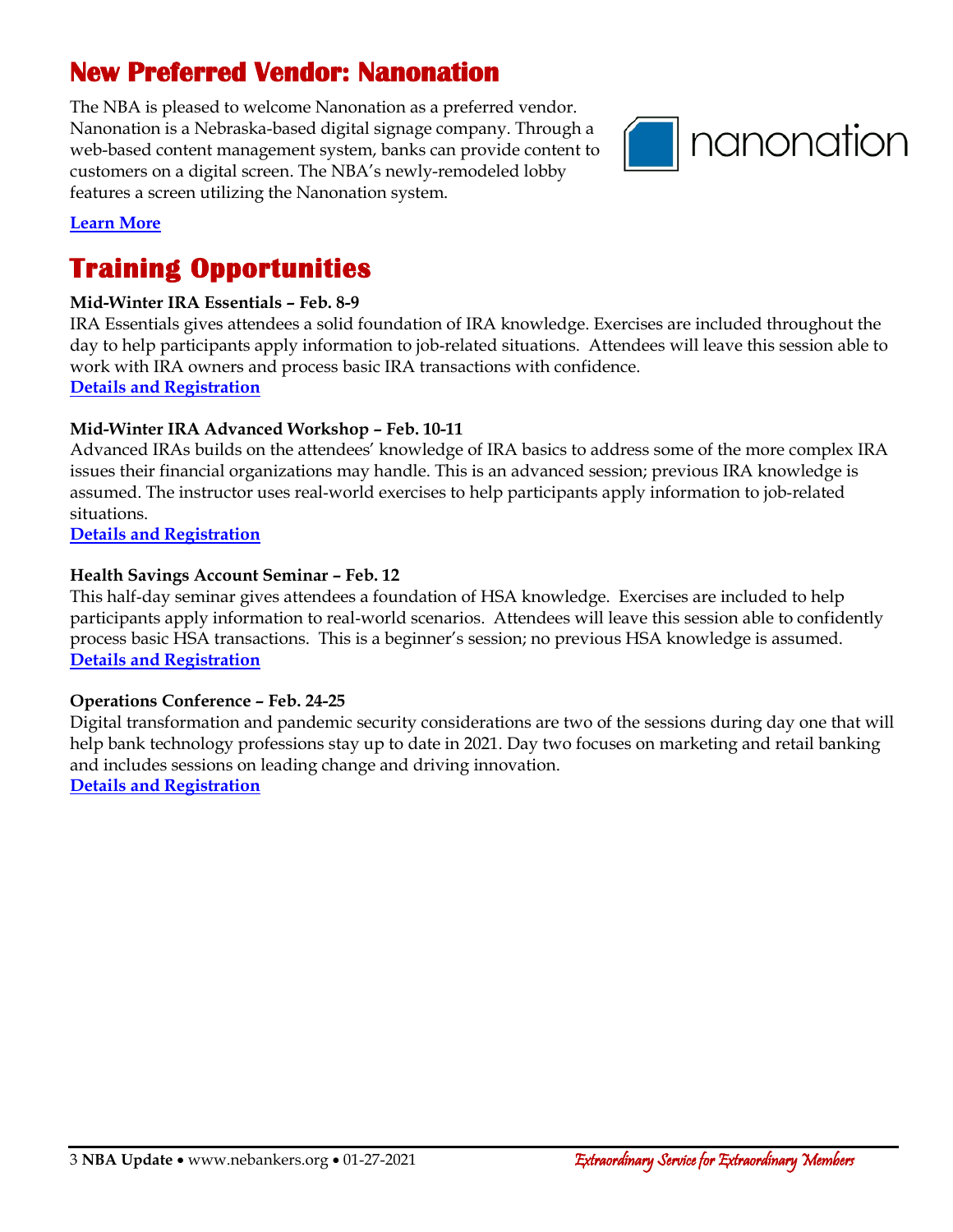## New Preferred Vendor: Nanonation

The NBA is pleased to welcome Nanonation as a preferred vendor. Nanonation is a Nebraska-based digital signage company. Through a web-based content management system, banks can provide content to customers on a digital screen. The NBA's newly-remodeled lobby features a screen utilizing the Nanonation system.

**Learn More**

## Training Opportunities

**Mid-Winter IRA Essentials – Feb. 8-9**

IRA Essentials gives attendees a solid foundation of IRA knowledge. Exercises are included throughout the day to help participants apply information to job-related situations. Attendees will leave this session able to work with IRA owners and process basic IRA transactions with confidence.

**Details and Registration**

**Mid-Winter IRA Advanced Workshop – Feb. 10-11**

Advanced IRAs builds on the attendees' knowledge of IRA basics to address some of the more complex IRA issues their financial organizations may handle. This is an advanced session; previous IRA knowledge is assumed. The instructor uses real-world exercises to help participants apply information to job-related situations.

**Details and Registration**

**Health Savings Account Seminar – Feb. 12**

This half-day seminar gives attendees a foundation of HSA knowledge. Exercises are included to help participants apply information to real-world scenarios. Attendees will leave this session able to confidently process basic HSA transactions. This is a beginner's session; no previous HSA knowledge is assumed.

**Details and Registration**

**Operations Conference – Feb. 24-25**

Digital transformation and pandemic security considerations are two of the sessions during day one that will help bank technology professions stay up to date in 2021. Day two focuses on marketing and retail banking and includes sessions on leading change and driving innovation.

**Details and Registration**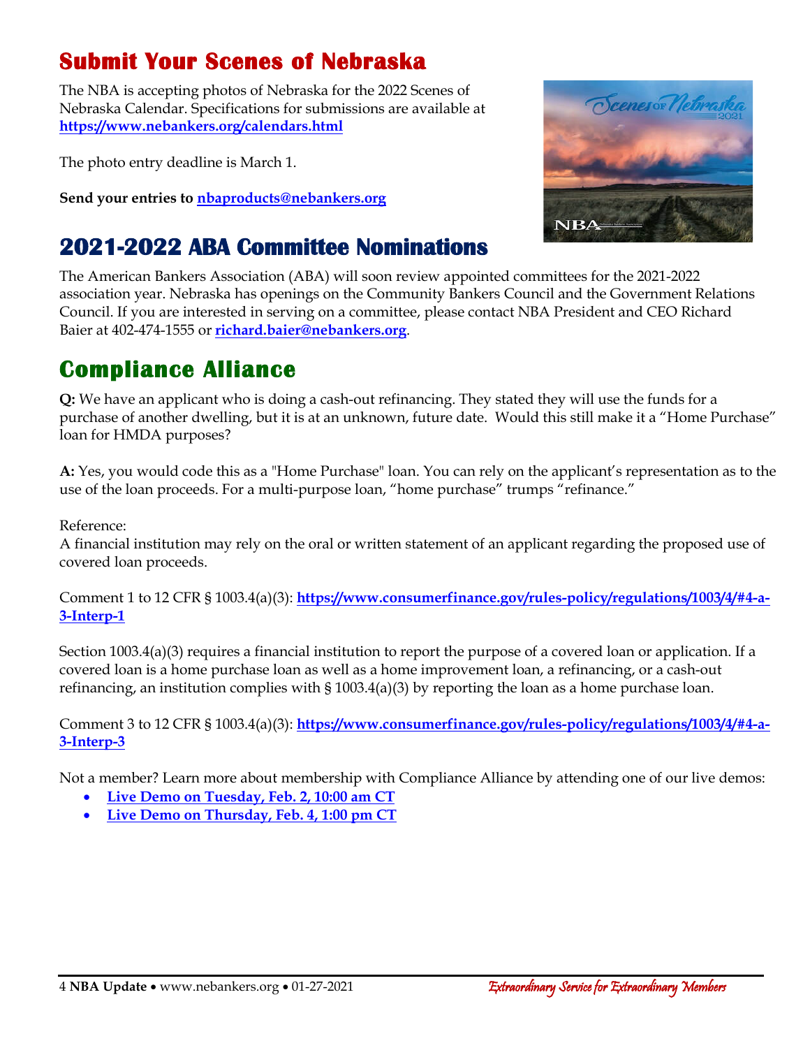## Submit Your Scenes of Nebraska

The NBA is accepting photos of Nebraska for the 2022 Scenes of Nebraska Calendar. Specifications for submissions are available at **https://www.nebankers.org/calendars.html**

The photo entry deadline is March 1.

**Send your entries to nbaproducts@nebankers.org**

## 2021-2022 ABA Committee Nominations

The American Bankers Association (ABA) will soon review appointed committees for the 2021-2022 association year. Nebraska has openings on the Community Bankers Council and the Government Relations Council. If you are interested in serving on a committee, please contact NBA President and CEO Richard Baier at 402-474-1555 or **richard.baier@nebankers.org**.

## Compliance Alliance

**Q:** We have an applicant who is doing a cash-out refinancing. They stated they will use the funds for a purchase of another dwelling, but it is at an unknown, future date. Would this still make it a "Home Purchase" loan for HMDA purposes?

**A:** Yes, you would code this as a "Home Purchase" loan. You can rely on the applicant's representation as to the use of the loan proceeds. For a multi-purpose loan, "home purchase" trumps "refinance."

Reference:
A financial institution may rely on the oral or written statement of an applicant regarding the proposed use of covered loan proceeds.

Comment 1 to 12 CFR § 1003.4(a)(3): **https://www.consumerfinance.gov/rules-policy/regulations/1003/4/#4-a-3-Interp-1**

Section 1003.4(a)(3) requires a financial institution to report the purpose of a covered loan or application. If a covered loan is a home purchase loan as well as a home improvement loan, a refinancing, or a cash-out refinancing, an institution complies with § 1003.4(a)(3) by reporting the loan as a home purchase loan.

Comment 3 to 12 CFR § 1003.4(a)(3): **https://www.consumerfinance.gov/rules-policy/regulations/1003/4/#4-a-3-Interp-3**

Not a member? Learn more about membership with Compliance Alliance by attending one of our live demos:

- **Live Demo on Tuesday, Feb. 2, 10:00 am CT**
- **Live Demo on Thursday, Feb. 4, 1:00 pm CT**